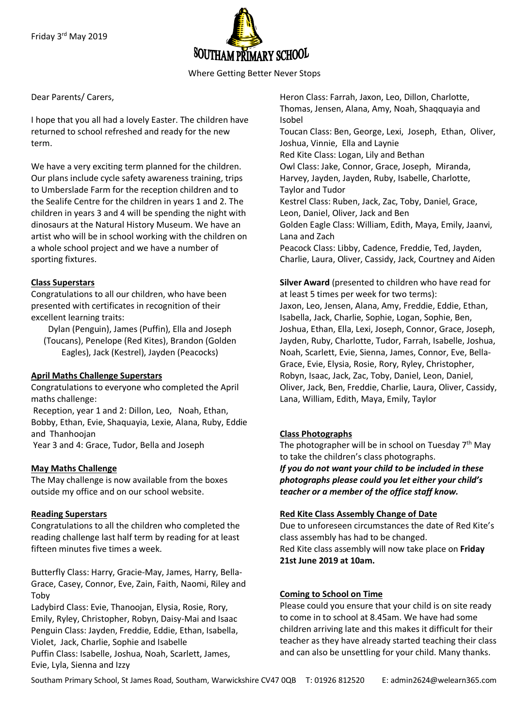Friday 3rd May 2019

# SOUTHAM PRIMARY SCHOOL

Where Getting Better Never Stops

Dear Parents/ Carers,

I hope that you all had a lovely Easter. The children have returned to school refreshed and ready for the new term.

We have a very exciting term planned for the children. Our plans include cycle safety awareness training, trips to Umberslade Farm for the reception children and to the Sealife Centre for the children in years 1 and 2. The children in years 3 and 4 will be spending the night with dinosaurs at the Natural History Museum. We have an artist who will be in school working with the children on a whole school project and we have a number of sporting fixtures.

## Class Superstars

Congratulations to all our children, who have been presented with certificates in recognition of their excellent learning traits:

Dylan (Penguin), James (Puffin), Ella and Joseph (Toucans), Penelope (Red Kites), Brandon (Golden Eagles), Jack (Kestrel), Jayden (Peacocks)

## April Maths Challenge Superstars

Congratulations to everyone who completed the April maths challenge:

Reception, year 1 and 2: Dillon, Leo, Noah, Ethan, Bobby, Ethan, Evie, Shaquayia, Lexie, Alana, Ruby, Eddie and Thanhoojan

Year 3 and 4: Grace, Tudor, Bella and Joseph

## May Maths Challenge

The May challenge is now available from the boxes outside my office and on our school website.

## Reading Superstars

Congratulations to all the children who completed the reading challenge last half term by reading for at least fifteen minutes five times a week.

Butterfly Class: Harry, Gracie-May, James, Harry, Bella-Grace, Casey, Connor, Eve, Zain, Faith, Naomi, Riley and Toby

Ladybird Class: Evie, Thanoojan, Elysia, Rosie, Rory, Emily, Ryley, Christopher, Robyn, Daisy-Mai and Isaac

Penguin Class: Jayden, Freddie, Eddie, Ethan, Isabella, Violet, Jack, Charlie, Sophie and Isabelle

Puffin Class: Isabelle, Joshua, Noah, Scarlett, James, Evie, Lyla, Sienna and Izzy

Heron Class: Farrah, Jaxon, Leo, Dillon, Charlotte, Thomas, Jensen, Alana, Amy, Noah, Shaqquayia and Isobel

Toucan Class: Ben, George, Lexi, Joseph, Ethan, Oliver, Joshua, Vinnie, Ella and Laynie

Red Kite Class: Logan, Lily and Bethan

Owl Class: Jake, Connor, Grace, Joseph, Miranda, Harvey, Jayden, Jayden, Ruby, Isabelle, Charlotte, Taylor and Tudor

Kestrel Class: Ruben, Jack, Zac, Toby, Daniel, Grace, Leon, Daniel, Oliver, Jack and Ben

Golden Eagle Class: William, Edith, Maya, Emily, Jaanvi, Lana and Zach

Peacock Class: Libby, Cadence, Freddie, Ted, Jayden, Charlie, Laura, Oliver, Cassidy, Jack, Courtney and Aiden

**Silver Award** (presented to children who have read for at least 5 times per week for two terms):
Jaxon, Leo, Jensen, Alana, Amy, Freddie, Eddie, Ethan, Isabella, Jack, Charlie, Sophie, Logan, Sophie, Ben, Joshua, Ethan, Ella, Lexi, Joseph, Connor, Grace, Joseph, Jayden, Ruby, Charlotte, Tudor, Farrah, Isabelle, Joshua, Noah, Scarlett, Evie, Sienna, James, Connor, Eve, Bella-Grace, Evie, Elysia, Rosie, Rory, Ryley, Christopher, Robyn, Isaac, Jack, Zac, Toby, Daniel, Leon, Daniel, Oliver, Jack, Ben, Freddie, Charlie, Laura, Oliver, Cassidy, Lana, William, Edith, Maya, Emily, Taylor

## Class Photographs

The photographer will be in school on Tuesday 7th May to take the children's class photographs.

***If you do not want your child to be included in these photographs please could you let either your child's teacher or a member of the office staff know.***

## Red Kite Class Assembly Change of Date

Due to unforeseen circumstances the date of Red Kite's class assembly has had to be changed.

Red Kite class assembly will now take place on **Friday 21st June 2019 at 10am.**

## Coming to School on Time

Please could you ensure that your child is on site ready to come in to school at 8.45am. We have had some children arriving late and this makes it difficult for their teacher as they have already started teaching their class and can also be unsettling for your child. Many thanks.

Southam Primary School, St James Road, Southam, Warwickshire CV47 0QB T: 01926 812520 E: admin2624@welearn365.com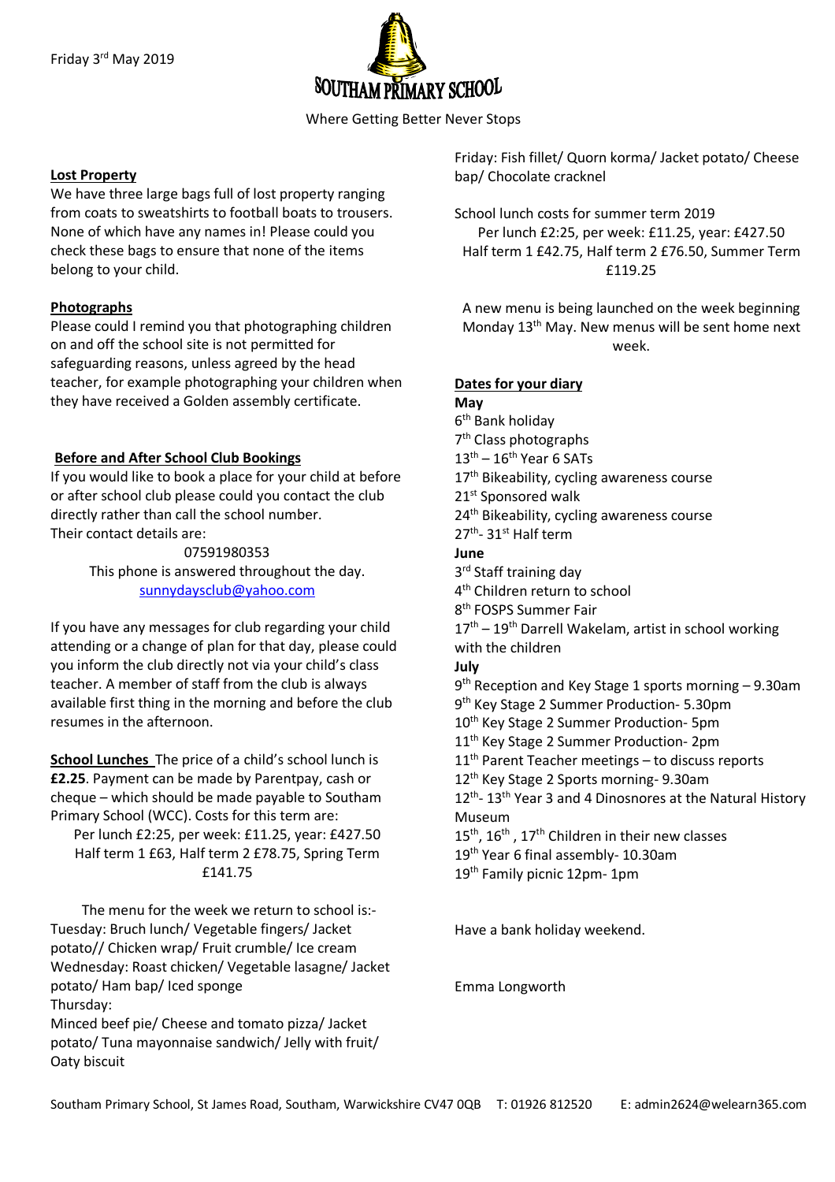Friday 3rd May 2019

# SOUTHAM PRIMARY SCHOOL

Where Getting Better Never Stops

**Lost Property**

We have three large bags full of lost property ranging from coats to sweatshirts to football boats to trousers. None of which have any names in! Please could you check these bags to ensure that none of the items belong to your child.

**Photographs**

Please could I remind you that photographing children on and off the school site is not permitted for safeguarding reasons, unless agreed by the head teacher, for example photographing your children when they have received a Golden assembly certificate.

**Before and After School Club Bookings**

If you would like to book a place for your child at before or after school club please could you contact the club directly rather than call the school number.
Their contact details are:

07591980353
This phone is answered throughout the day.
sunnydaysclub@yahoo.com

If you have any messages for club regarding your child attending or a change of plan for that day, please could you inform the club directly not via your child's class teacher. A member of staff from the club is always available first thing in the morning and before the club resumes in the afternoon.

**School Lunches** The price of a child's school lunch is **£2.25**. Payment can be made by Parentpay, cash or cheque – which should be made payable to Southam Primary School (WCC). Costs for this term are:

Per lunch £2:25, per week: £11.25, year: £427.50
Half term 1 £63, Half term 2 £78.75, Spring Term £141.75

The menu for the week we return to school is:-
Tuesday: Bruch lunch/ Vegetable fingers/ Jacket potato// Chicken wrap/ Fruit crumble/ Ice cream
Wednesday: Roast chicken/ Vegetable lasagne/ Jacket potato/ Ham bap/ Iced sponge
Thursday:
Minced beef pie/ Cheese and tomato pizza/ Jacket potato/ Tuna mayonnaise sandwich/ Jelly with fruit/ Oaty biscuit
Friday: Fish fillet/ Quorn korma/ Jacket potato/ Cheese bap/ Chocolate cracknel

School lunch costs for summer term 2019
Per lunch £2:25, per week: £11.25, year: £427.50
Half term 1 £42.75, Half term 2 £76.50, Summer Term £119.25

A new menu is being launched on the week beginning Monday 13th May. New menus will be sent home next week.

**Dates for your diary**

**May**
6th Bank holiday
7th Class photographs
13th – 16th Year 6 SATs
17th Bikeability, cycling awareness course
21st Sponsored walk
24th Bikeability, cycling awareness course
27th- 31st Half term

**June**
3rd Staff training day
4th Children return to school
8th FOSPS Summer Fair
17th – 19th Darrell Wakelam, artist in school working with the children

**July**
9th Reception and Key Stage 1 sports morning – 9.30am
9th Key Stage 2 Summer Production- 5.30pm
10th Key Stage 2 Summer Production- 5pm
11th Key Stage 2 Summer Production- 2pm
11th Parent Teacher meetings – to discuss reports
12th Key Stage 2 Sports morning- 9.30am
12th- 13th Year 3 and 4 Dinosnores at the Natural History Museum
15th, 16th , 17th Children in their new classes
19th Year 6 final assembly- 10.30am
19th Family picnic 12pm- 1pm

Have a bank holiday weekend.

Emma Longworth

Southam Primary School, St James Road, Southam, Warwickshire CV47 0QB T: 01926 812520 E: admin2624@welearn365.com